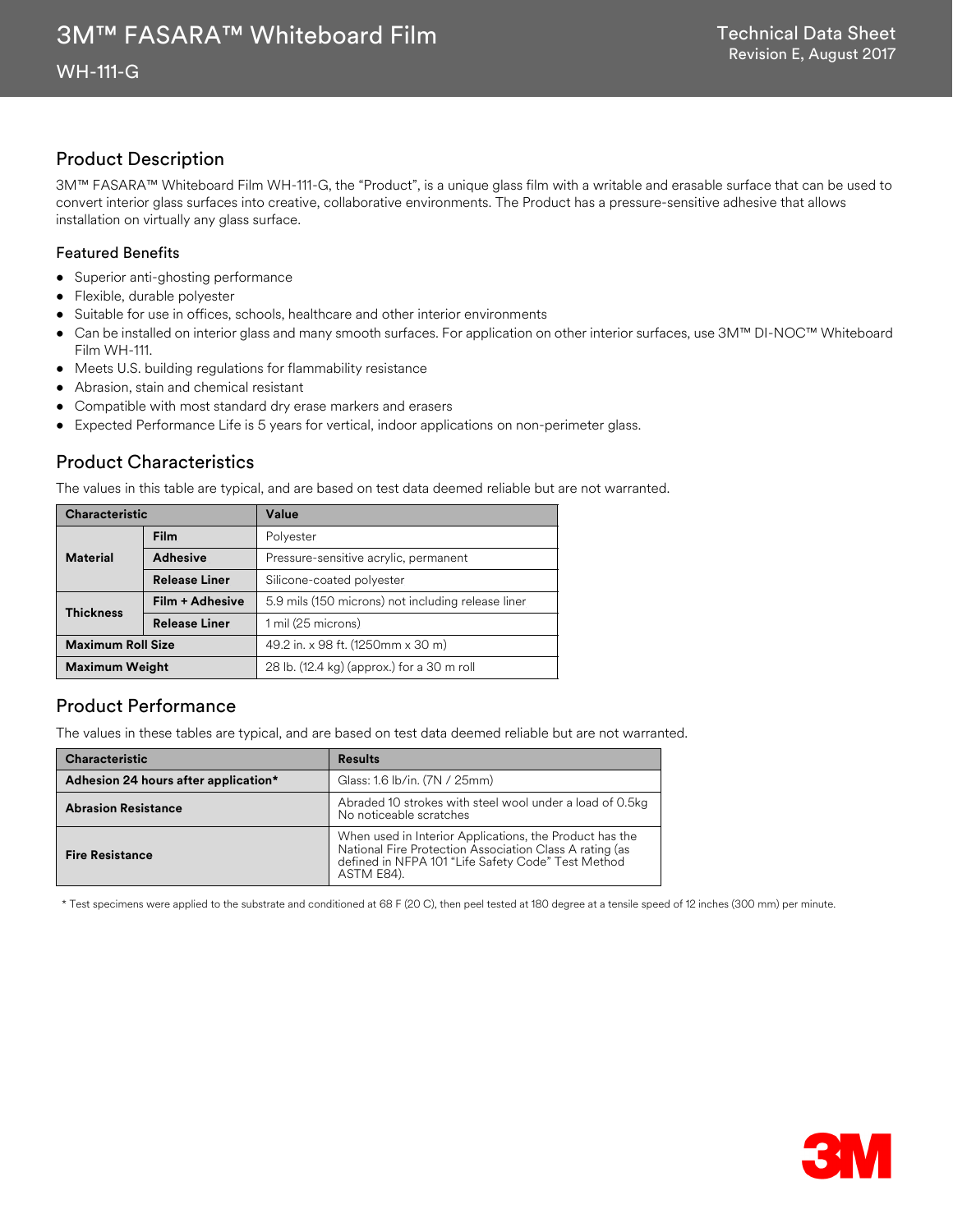# 3M™ FASARA™ Whiteboard Film

WH-111-G

Technical Data Sheet
Revision E, August 2017

## Product Description

3M™ FASARA™ Whiteboard Film WH-111-G, the "Product", is a unique glass film with a writable and erasable surface that can be used to convert interior glass surfaces into creative, collaborative environments. The Product has a pressure-sensitive adhesive that allows installation on virtually any glass surface.

### Featured Benefits

- Superior anti-ghosting performance
- Flexible, durable polyester
- Suitable for use in offices, schools, healthcare and other interior environments
- Can be installed on interior glass and many smooth surfaces. For application on other interior surfaces, use 3M™ DI-NOC™ Whiteboard Film WH-111.
- Meets U.S. building regulations for flammability resistance
- Abrasion, stain and chemical resistant
- Compatible with most standard dry erase markers and erasers
- Expected Performance Life is 5 years for vertical, indoor applications on non-perimeter glass.

## Product Characteristics

The values in this table are typical, and are based on test data deemed reliable but are not warranted.

| Characteristic | | Value |
|---|---|---|
| **Material** | **Film** | Polyester |
| | **Adhesive** | Pressure-sensitive acrylic, permanent |
| | **Release Liner** | Silicone-coated polyester |
| **Thickness** | **Film + Adhesive** | 5.9 mils (150 microns) not including release liner |
| | **Release Liner** | 1 mil (25 microns) |
| **Maximum Roll Size** | | 49.2 in. x 98 ft. (1250mm x 30 m) |
| **Maximum Weight** | | 28 lb. (12.4 kg) (approx.) for a 30 m roll |

## Product Performance

The values in these tables are typical, and are based on test data deemed reliable but are not warranted.

| Characteristic | Results |
|---|---|
| **Adhesion 24 hours after application*** | Glass: 1.6 lb/in. (7N / 25mm) |
| **Abrasion Resistance** | Abraded 10 strokes with steel wool under a load of 0.5kg No noticeable scratches |
| **Fire Resistance** | When used in Interior Applications, the Product has the National Fire Protection Association Class A rating (as defined in NFPA 101 "Life Safety Code" Test Method ASTM E84). |

\* Test specimens were applied to the substrate and conditioned at 68 F (20 C), then peel tested at 180 degree at a tensile speed of 12 inches (300 mm) per minute.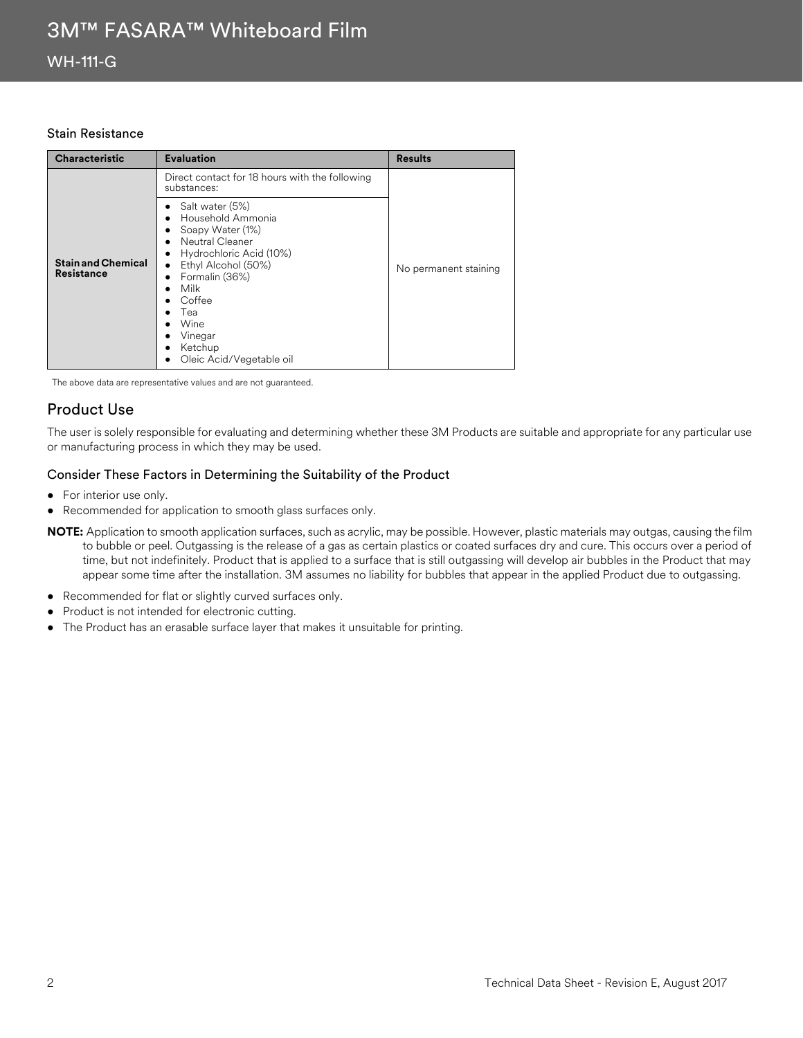### Stain Resistance

| Characteristic | Evaluation | Results |
|---|---|---|
| **Stain and Chemical Resistance** | Direct contact for 18 hours with the following substances:<br>• Salt water (5%)<br>• Household Ammonia<br>• Soapy Water (1%)<br>• Neutral Cleaner<br>• Hydrochloric Acid (10%)<br>• Ethyl Alcohol (50%)<br>• Formalin (36%)<br>• Milk<br>• Coffee<br>• Tea<br>• Wine<br>• Vinegar<br>• Ketchup<br>• Oleic Acid/Vegetable oil | No permanent staining |

The above data are representative values and are not guaranteed.

## Product Use

The user is solely responsible for evaluating and determining whether these 3M Products are suitable and appropriate for any particular use or manufacturing process in which they may be used.

### Consider These Factors in Determining the Suitability of the Product

- For interior use only.
- Recommended for application to smooth glass surfaces only.

**NOTE:** Application to smooth application surfaces, such as acrylic, may be possible. However, plastic materials may outgas, causing the film to bubble or peel. Outgassing is the release of a gas as certain plastics or coated surfaces dry and cure. This occurs over a period of time, but not indefinitely. Product that is applied to a surface that is still outgassing will develop air bubbles in the Product that may appear some time after the installation. 3M assumes no liability for bubbles that appear in the applied Product due to outgassing.

- Recommended for flat or slightly curved surfaces only.
- Product is not intended for electronic cutting.
- The Product has an erasable surface layer that makes it unsuitable for printing.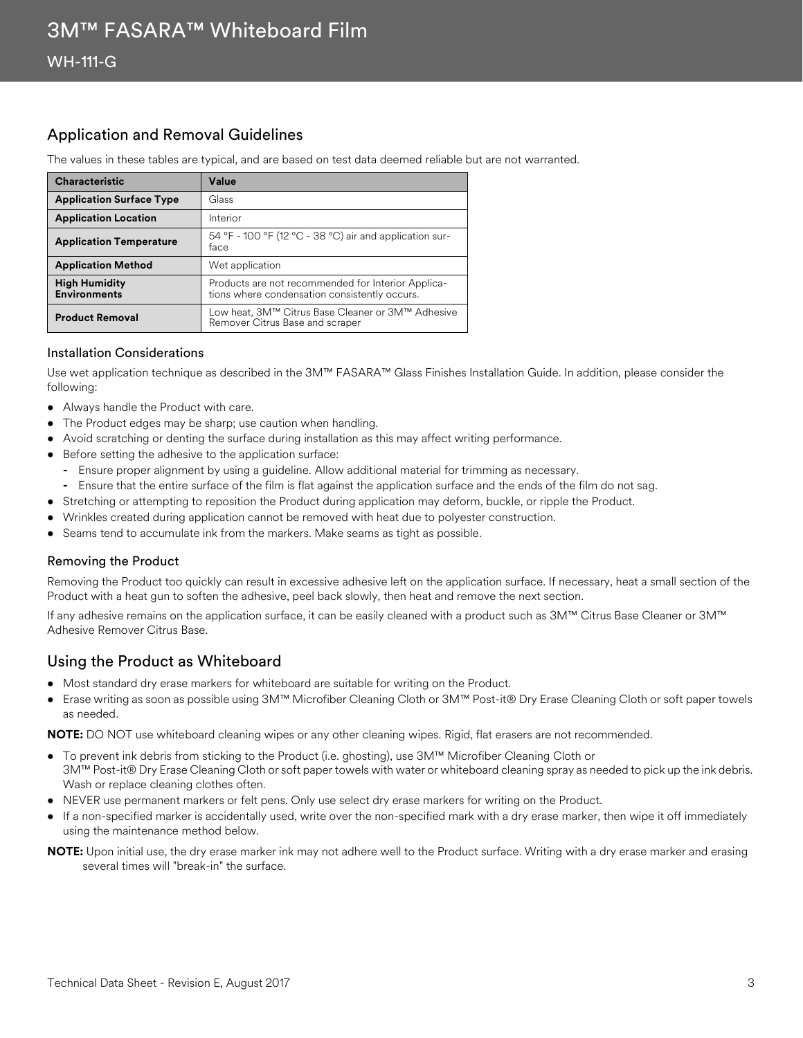## Application and Removal Guidelines

The values in these tables are typical, and are based on test data deemed reliable but are not warranted.

| Characteristic | Value |
|---|---|
| **Application Surface Type** | Glass |
| **Application Location** | Interior |
| **Application Temperature** | 54 °F - 100 °F (12 °C - 38 °C) air and application surface |
| **Application Method** | Wet application |
| **High Humidity Environments** | Products are not recommended for Interior Applications where condensation consistently occurs. |
| **Product Removal** | Low heat, 3M™ Citrus Base Cleaner or 3M™ Adhesive Remover Citrus Base and scraper |

### Installation Considerations

Use wet application technique as described in the 3M™ FASARA™ Glass Finishes Installation Guide. In addition, please consider the following:

- Always handle the Product with care.
- The Product edges may be sharp; use caution when handling.
- Avoid scratching or denting the surface during installation as this may affect writing performance.
- Before setting the adhesive to the application surface:
  - Ensure proper alignment by using a guideline. Allow additional material for trimming as necessary.
  - Ensure that the entire surface of the film is flat against the application surface and the ends of the film do not sag.
- Stretching or attempting to reposition the Product during application may deform, buckle, or ripple the Product.
- Wrinkles created during application cannot be removed with heat due to polyester construction.
- Seams tend to accumulate ink from the markers. Make seams as tight as possible.

### Removing the Product

Removing the Product too quickly can result in excessive adhesive left on the application surface. If necessary, heat a small section of the Product with a heat gun to soften the adhesive, peel back slowly, then heat and remove the next section.

If any adhesive remains on the application surface, it can be easily cleaned with a product such as 3M™ Citrus Base Cleaner or 3M™ Adhesive Remover Citrus Base.

## Using the Product as Whiteboard

- Most standard dry erase markers for whiteboard are suitable for writing on the Product.
- Erase writing as soon as possible using 3M™ Microfiber Cleaning Cloth or 3M™ Post-it® Dry Erase Cleaning Cloth or soft paper towels as needed.

**NOTE:** DO NOT use whiteboard cleaning wipes or any other cleaning wipes. Rigid, flat erasers are not recommended.

- To prevent ink debris from sticking to the Product (i.e. ghosting), use 3M™ Microfiber Cleaning Cloth or 3M™ Post-it® Dry Erase Cleaning Cloth or soft paper towels with water or whiteboard cleaning spray as needed to pick up the ink debris. Wash or replace cleaning clothes often.
- NEVER use permanent markers or felt pens. Only use select dry erase markers for writing on the Product.
- If a non-specified marker is accidentally used, write over the non-specified mark with a dry erase marker, then wipe it off immediately using the maintenance method below.

**NOTE:** Upon initial use, the dry erase marker ink may not adhere well to the Product surface. Writing with a dry erase marker and erasing several times will "break-in" the surface.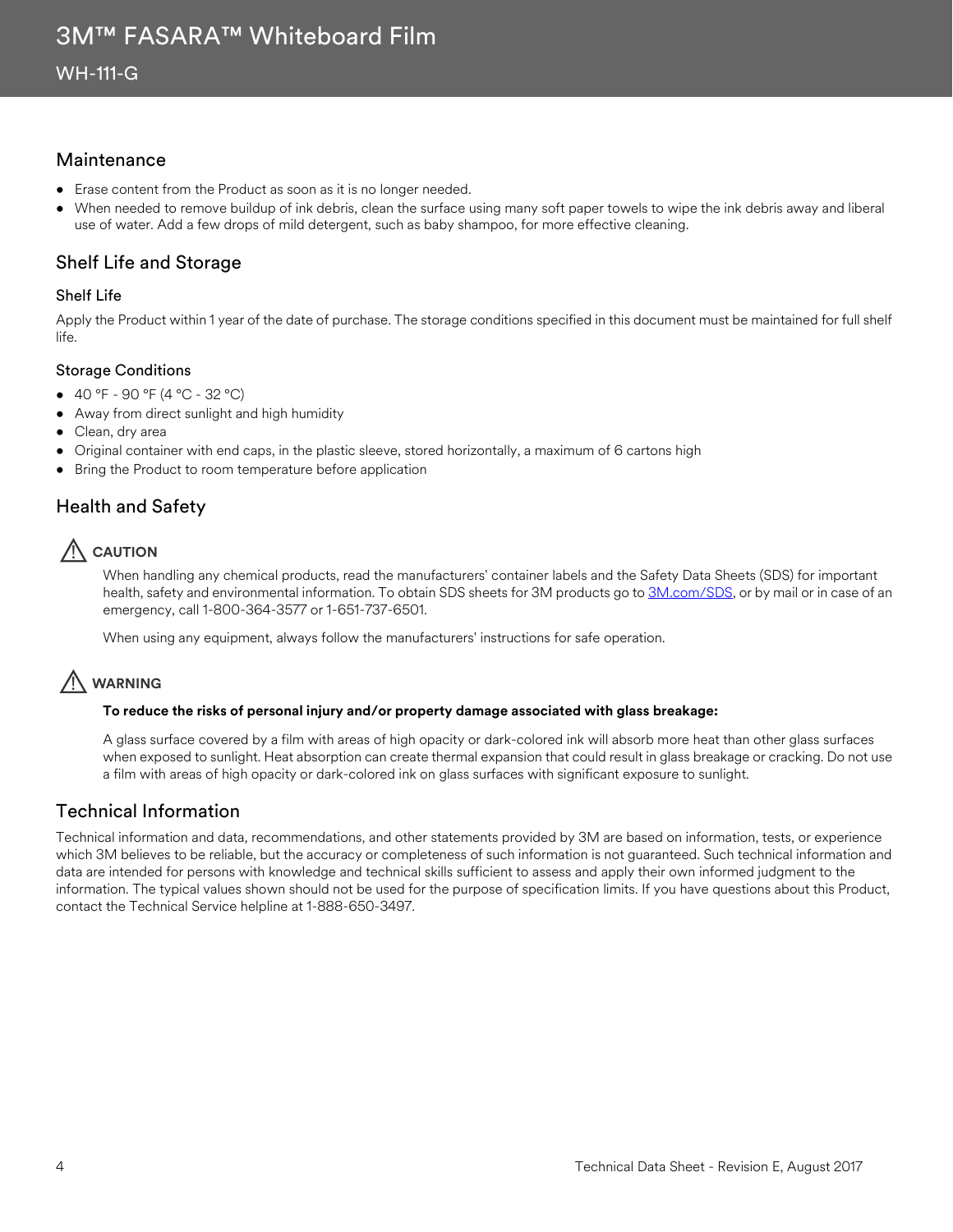## Maintenance

- Erase content from the Product as soon as it is no longer needed.
- When needed to remove buildup of ink debris, clean the surface using many soft paper towels to wipe the ink debris away and liberal use of water. Add a few drops of mild detergent, such as baby shampoo, for more effective cleaning.

## Shelf Life and Storage

### Shelf Life

Apply the Product within 1 year of the date of purchase. The storage conditions specified in this document must be maintained for full shelf life.

### Storage Conditions

- 40 °F - 90 °F (4 °C - 32 °C)
- Away from direct sunlight and high humidity
- Clean, dry area
- Original container with end caps, in the plastic sleeve, stored horizontally, a maximum of 6 cartons high
- Bring the Product to room temperature before application

## Health and Safety

⚠ **CAUTION**

When handling any chemical products, read the manufacturers' container labels and the Safety Data Sheets (SDS) for important health, safety and environmental information. To obtain SDS sheets for 3M products go to 3M.com/SDS, or by mail or in case of an emergency, call 1-800-364-3577 or 1-651-737-6501.

When using any equipment, always follow the manufacturers' instructions for safe operation.

⚠ **WARNING**

**To reduce the risks of personal injury and/or property damage associated with glass breakage:**

A glass surface covered by a film with areas of high opacity or dark-colored ink will absorb more heat than other glass surfaces when exposed to sunlight. Heat absorption can create thermal expansion that could result in glass breakage or cracking. Do not use a film with areas of high opacity or dark-colored ink on glass surfaces with significant exposure to sunlight.

## Technical Information

Technical information and data, recommendations, and other statements provided by 3M are based on information, tests, or experience which 3M believes to be reliable, but the accuracy or completeness of such information is not guaranteed. Such technical information and data are intended for persons with knowledge and technical skills sufficient to assess and apply their own informed judgment to the information. The typical values shown should not be used for the purpose of specification limits. If you have questions about this Product, contact the Technical Service helpline at 1-888-650-3497.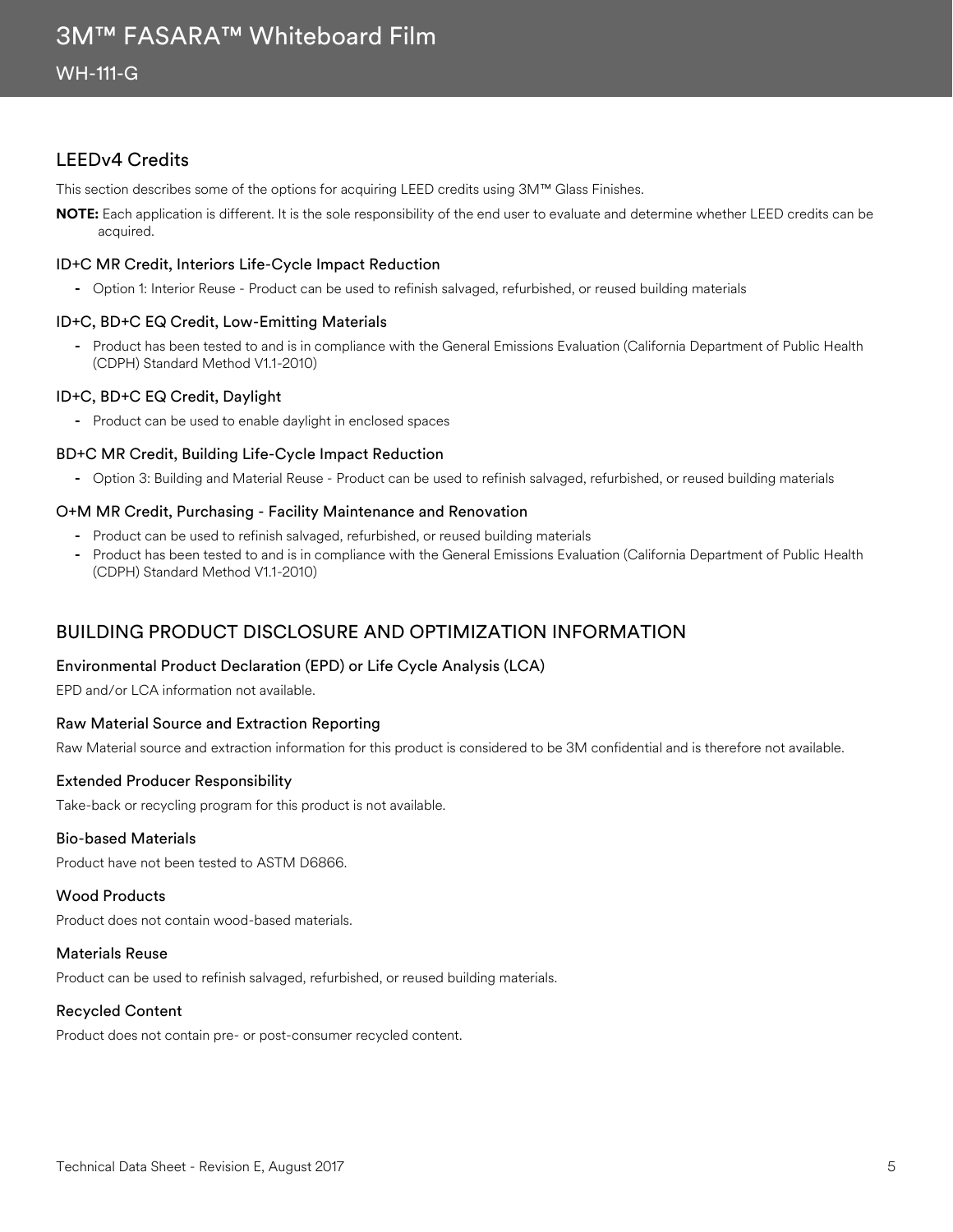## LEEDv4 Credits

This section describes some of the options for acquiring LEED credits using 3M™ Glass Finishes.

**NOTE:** Each application is different. It is the sole responsibility of the end user to evaluate and determine whether LEED credits can be acquired.

### ID+C MR Credit, Interiors Life-Cycle Impact Reduction

- Option 1: Interior Reuse - Product can be used to refinish salvaged, refurbished, or reused building materials

### ID+C, BD+C EQ Credit, Low-Emitting Materials

- Product has been tested to and is in compliance with the General Emissions Evaluation (California Department of Public Health (CDPH) Standard Method V1.1-2010)

### ID+C, BD+C EQ Credit, Daylight

- Product can be used to enable daylight in enclosed spaces

### BD+C MR Credit, Building Life-Cycle Impact Reduction

- Option 3: Building and Material Reuse - Product can be used to refinish salvaged, refurbished, or reused building materials

### O+M MR Credit, Purchasing - Facility Maintenance and Renovation

- Product can be used to refinish salvaged, refurbished, or reused building materials
- Product has been tested to and is in compliance with the General Emissions Evaluation (California Department of Public Health (CDPH) Standard Method V1.1-2010)

## BUILDING PRODUCT DISCLOSURE AND OPTIMIZATION INFORMATION

### Environmental Product Declaration (EPD) or Life Cycle Analysis (LCA)

EPD and/or LCA information not available.

### Raw Material Source and Extraction Reporting

Raw Material source and extraction information for this product is considered to be 3M confidential and is therefore not available.

### Extended Producer Responsibility

Take-back or recycling program for this product is not available.

### Bio-based Materials

Product have not been tested to ASTM D6866.

### Wood Products

Product does not contain wood-based materials.

### Materials Reuse

Product can be used to refinish salvaged, refurbished, or reused building materials.

### Recycled Content

Product does not contain pre- or post-consumer recycled content.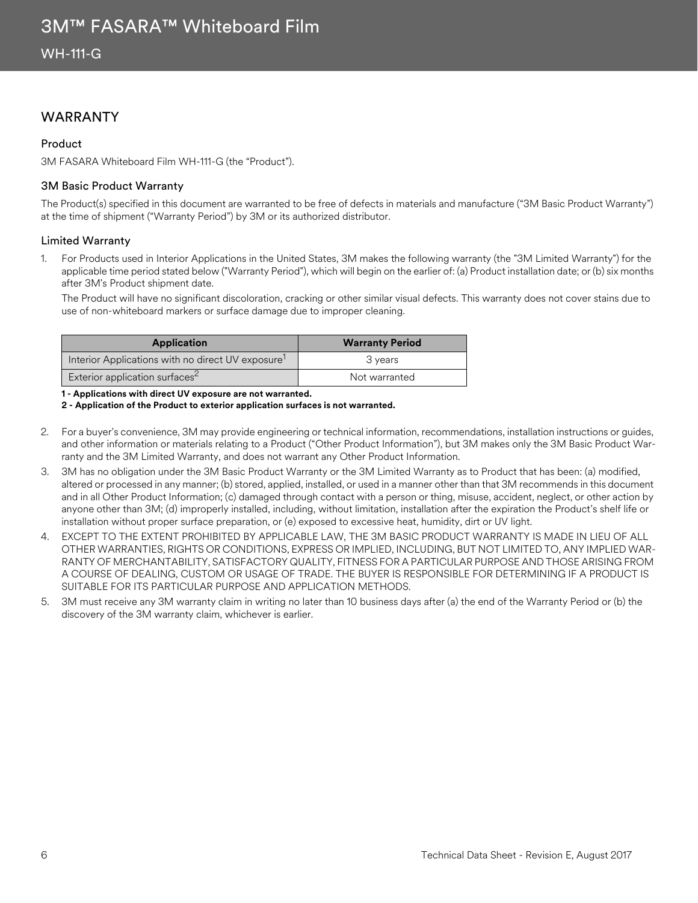## WARRANTY

### Product

3M FASARA Whiteboard Film WH-111-G (the "Product").

### 3M Basic Product Warranty

The Product(s) specified in this document are warranted to be free of defects in materials and manufacture ("3M Basic Product Warranty") at the time of shipment ("Warranty Period") by 3M or its authorized distributor.

### Limited Warranty

1. For Products used in Interior Applications in the United States, 3M makes the following warranty (the "3M Limited Warranty") for the applicable time period stated below ("Warranty Period"), which will begin on the earlier of: (a) Product installation date; or (b) six months after 3M's Product shipment date.

   The Product will have no significant discoloration, cracking or other similar visual defects. This warranty does not cover stains due to use of non-whiteboard markers or surface damage due to improper cleaning.

   | Application | Warranty Period |
   | --- | --- |
   | Interior Applications with no direct UV exposure[1] | 3 years |
   | Exterior application surfaces[2] | Not warranted |

   **1 - Applications with direct UV exposure are not warranted.**
   **2 - Application of the Product to exterior application surfaces is not warranted.**

2. For a buyer's convenience, 3M may provide engineering or technical information, recommendations, installation instructions or guides, and other information or materials relating to a Product ("Other Product Information"), but 3M makes only the 3M Basic Product Warranty and the 3M Limited Warranty, and does not warrant any Other Product Information.
3. 3M has no obligation under the 3M Basic Product Warranty or the 3M Limited Warranty as to Product that has been: (a) modified, altered or processed in any manner; (b) stored, applied, installed, or used in a manner other than that 3M recommends in this document and in all Other Product Information; (c) damaged through contact with a person or thing, misuse, accident, neglect, or other action by anyone other than 3M; (d) improperly installed, including, without limitation, installation after the expiration the Product's shelf life or installation without proper surface preparation, or (e) exposed to excessive heat, humidity, dirt or UV light.
4. EXCEPT TO THE EXTENT PROHIBITED BY APPLICABLE LAW, THE 3M BASIC PRODUCT WARRANTY IS MADE IN LIEU OF ALL OTHER WARRANTIES, RIGHTS OR CONDITIONS, EXPRESS OR IMPLIED, INCLUDING, BUT NOT LIMITED TO, ANY IMPLIED WARRANTY OF MERCHANTABILITY, SATISFACTORY QUALITY, FITNESS FOR A PARTICULAR PURPOSE AND THOSE ARISING FROM A COURSE OF DEALING, CUSTOM OR USAGE OF TRADE. THE BUYER IS RESPONSIBLE FOR DETERMINING IF A PRODUCT IS SUITABLE FOR ITS PARTICULAR PURPOSE AND APPLICATION METHODS.
5. 3M must receive any 3M warranty claim in writing no later than 10 business days after (a) the end of the Warranty Period or (b) the discovery of the 3M warranty claim, whichever is earlier.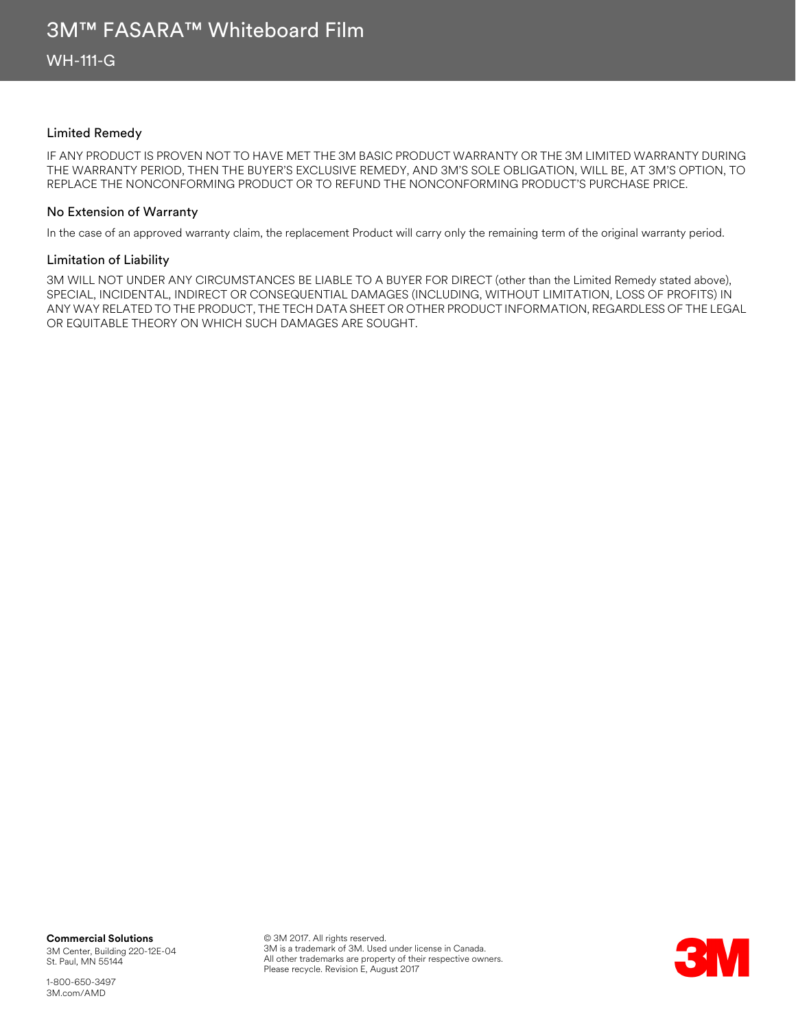## Limited Remedy

IF ANY PRODUCT IS PROVEN NOT TO HAVE MET THE 3M BASIC PRODUCT WARRANTY OR THE 3M LIMITED WARRANTY DURING THE WARRANTY PERIOD, THEN THE BUYER'S EXCLUSIVE REMEDY, AND 3M'S SOLE OBLIGATION, WILL BE, AT 3M'S OPTION, TO REPLACE THE NONCONFORMING PRODUCT OR TO REFUND THE NONCONFORMING PRODUCT'S PURCHASE PRICE.

## No Extension of Warranty

In the case of an approved warranty claim, the replacement Product will carry only the remaining term of the original warranty period.

## Limitation of Liability

3M WILL NOT UNDER ANY CIRCUMSTANCES BE LIABLE TO A BUYER FOR DIRECT (other than the Limited Remedy stated above), SPECIAL, INCIDENTAL, INDIRECT OR CONSEQUENTIAL DAMAGES (INCLUDING, WITHOUT LIMITATION, LOSS OF PROFITS) IN ANY WAY RELATED TO THE PRODUCT, THE TECH DATA SHEET OR OTHER PRODUCT INFORMATION, REGARDLESS OF THE LEGAL OR EQUITABLE THEORY ON WHICH SUCH DAMAGES ARE SOUGHT.

**Commercial Solutions**
3M Center, Building 220-12E-04
St. Paul, MN 55144

1-800-650-3497
3M.com/AMD

© 3M 2017. All rights reserved.
3M is a trademark of 3M. Used under license in Canada.
All other trademarks are property of their respective owners.
Please recycle. Revision E, August 2017